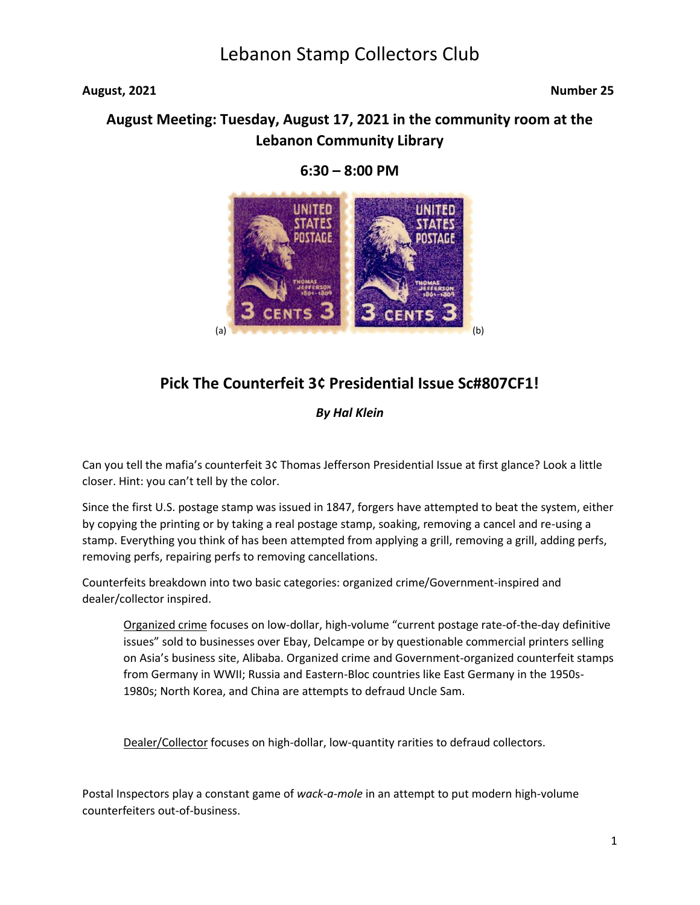# Lebanon Stamp Collectors Club

**August, 2021** **Number 25**

## August Meeting: Tuesday, August 17, 2021 in the community room at the Lebanon Community Library

**6:30 – 8:00 PM**

(a) (b)

## Pick The Counterfeit 3¢ Presidential Issue Sc#807CF1!

***By Hal Klein***

Can you tell the mafia's counterfeit 3¢ Thomas Jefferson Presidential Issue at first glance? Look a little closer. Hint: you can't tell by the color.

Since the first U.S. postage stamp was issued in 1847, forgers have attempted to beat the system, either by copying the printing or by taking a real postage stamp, soaking, removing a cancel and re-using a stamp. Everything you think of has been attempted from applying a grill, removing a grill, adding perfs, removing perfs, repairing perfs to removing cancellations.

Counterfeits breakdown into two basic categories: organized crime/Government-inspired and dealer/collector inspired.

> Organized crime focuses on low-dollar, high-volume "current postage rate-of-the-day definitive issues" sold to businesses over Ebay, Delcampe or by questionable commercial printers selling on Asia's business site, Alibaba. Organized crime and Government-organized counterfeit stamps from Germany in WWII; Russia and Eastern-Bloc countries like East Germany in the 1950s-1980s; North Korea, and China are attempts to defraud Uncle Sam.
>
> Dealer/Collector focuses on high-dollar, low-quantity rarities to defraud collectors.

Postal Inspectors play a constant game of *wack-a-mole* in an attempt to put modern high-volume counterfeiters out-of-business.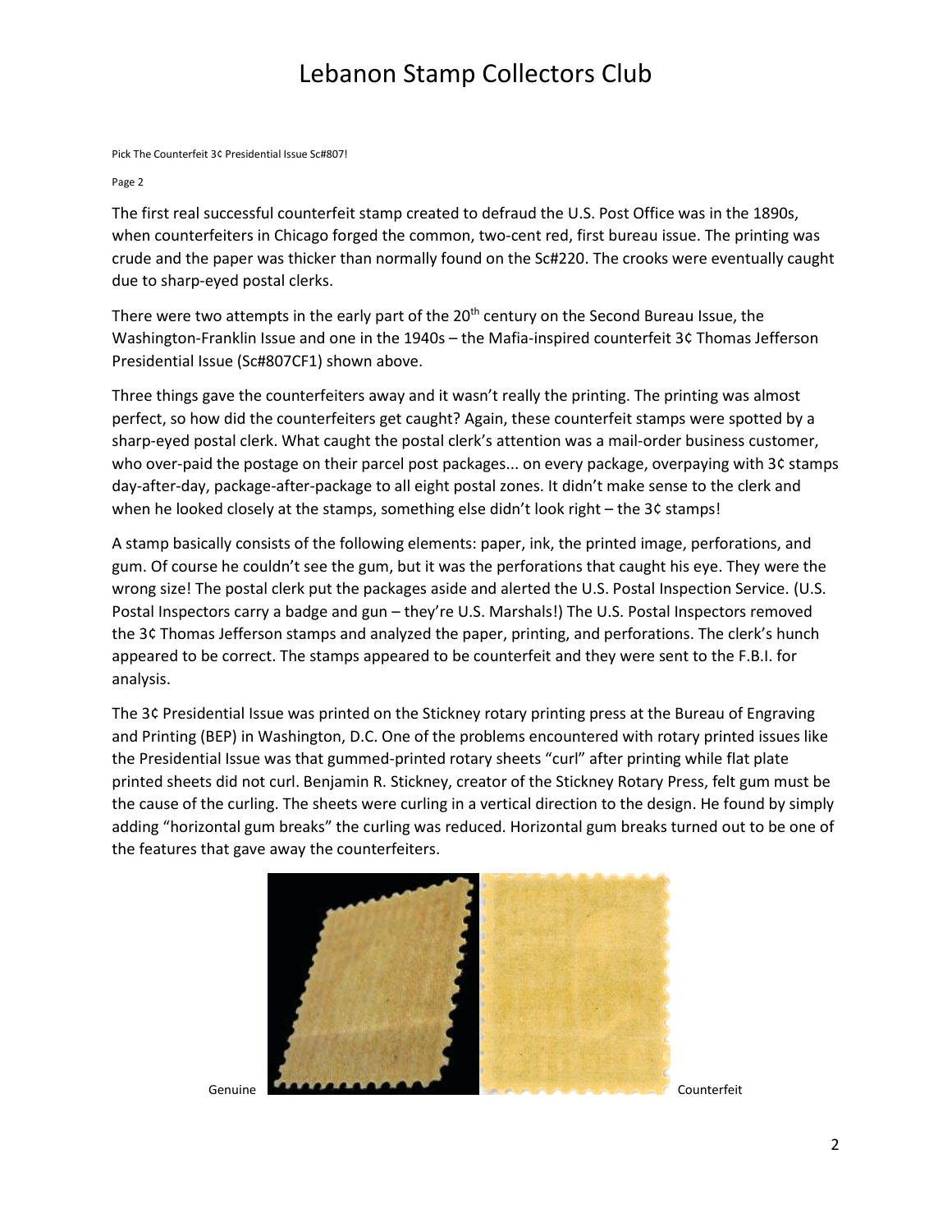Pick The Counterfeit 3¢ Presidential Issue Sc#807!

Page 2

The first real successful counterfeit stamp created to defraud the U.S. Post Office was in the 1890s, when counterfeiters in Chicago forged the common, two-cent red, first bureau issue. The printing was crude and the paper was thicker than normally found on the Sc#220. The crooks were eventually caught due to sharp-eyed postal clerks.

There were two attempts in the early part of the 20th century on the Second Bureau Issue, the Washington-Franklin Issue and one in the 1940s – the Mafia-inspired counterfeit 3¢ Thomas Jefferson Presidential Issue (Sc#807CF1) shown above.

Three things gave the counterfeiters away and it wasn't really the printing. The printing was almost perfect, so how did the counterfeiters get caught? Again, these counterfeit stamps were spotted by a sharp-eyed postal clerk. What caught the postal clerk's attention was a mail-order business customer, who over-paid the postage on their parcel post packages... on every package, overpaying with 3¢ stamps day-after-day, package-after-package to all eight postal zones. It didn't make sense to the clerk and when he looked closely at the stamps, something else didn't look right – the 3¢ stamps!

A stamp basically consists of the following elements: paper, ink, the printed image, perforations, and gum. Of course he couldn't see the gum, but it was the perforations that caught his eye. They were the wrong size! The postal clerk put the packages aside and alerted the U.S. Postal Inspection Service. (U.S. Postal Inspectors carry a badge and gun – they're U.S. Marshals!) The U.S. Postal Inspectors removed the 3¢ Thomas Jefferson stamps and analyzed the paper, printing, and perforations. The clerk's hunch appeared to be correct. The stamps appeared to be counterfeit and they were sent to the F.B.I. for analysis.

The 3¢ Presidential Issue was printed on the Stickney rotary printing press at the Bureau of Engraving and Printing (BEP) in Washington, D.C. One of the problems encountered with rotary printed issues like the Presidential Issue was that gummed-printed rotary sheets "curl" after printing while flat plate printed sheets did not curl. Benjamin R. Stickney, creator of the Stickney Rotary Press, felt gum must be the cause of the curling. The sheets were curling in a vertical direction to the design. He found by simply adding "horizontal gum breaks" the curling was reduced. Horizontal gum breaks turned out to be one of the features that gave away the counterfeiters.

Genuine Counterfeit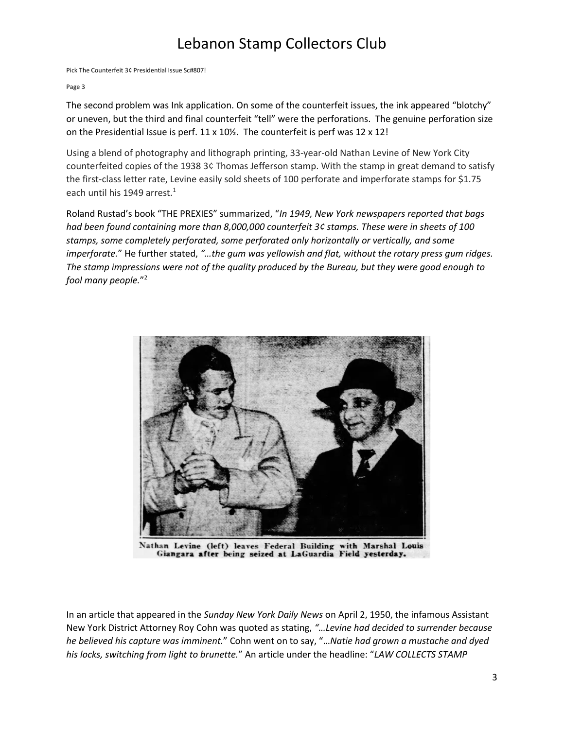Pick The Counterfeit 3¢ Presidential Issue Sc#807!

The second problem was Ink application. On some of the counterfeit issues, the ink appeared "blotchy" or uneven, but the third and final counterfeit "tell" were the perforations. The genuine perforation size on the Presidential Issue is perf. 11 x 10½. The counterfeit is perf was 12 x 12!

Using a blend of photography and lithograph printing, 33-year-old Nathan Levine of New York City counterfeited copies of the 1938 3¢ Thomas Jefferson stamp. With the stamp in great demand to satisfy the first-class letter rate, Levine easily sold sheets of 100 perforate and imperforate stamps for $1.75 each until his 1949 arrest.[1]

Roland Rustad's book "THE PREXIES" summarized, "*In 1949, New York newspapers reported that bags had been found containing more than 8,000,000 counterfeit 3¢ stamps. These were in sheets of 100 stamps, some completely perforated, some perforated only horizontally or vertically, and some imperforate.*" He further stated, *"…the gum was yellowish and flat, without the rotary press gum ridges. The stamp impressions were not of the quality produced by the Bureau, but they were good enough to fool many people.*"[2]

Nathan Levine (left) leaves Federal Building with Marshal Louis Giangara after being seized at LaGuardia Field yesterday.

In an article that appeared in the *Sunday New York Daily News* on April 2, 1950, the infamous Assistant New York District Attorney Roy Cohn was quoted as stating, *"…Levine had decided to surrender because he believed his capture was imminent.*" Cohn went on to say, "…*Natie had grown a mustache and dyed his locks, switching from light to brunette.*" An article under the headline: "*LAW COLLECTS STAMP*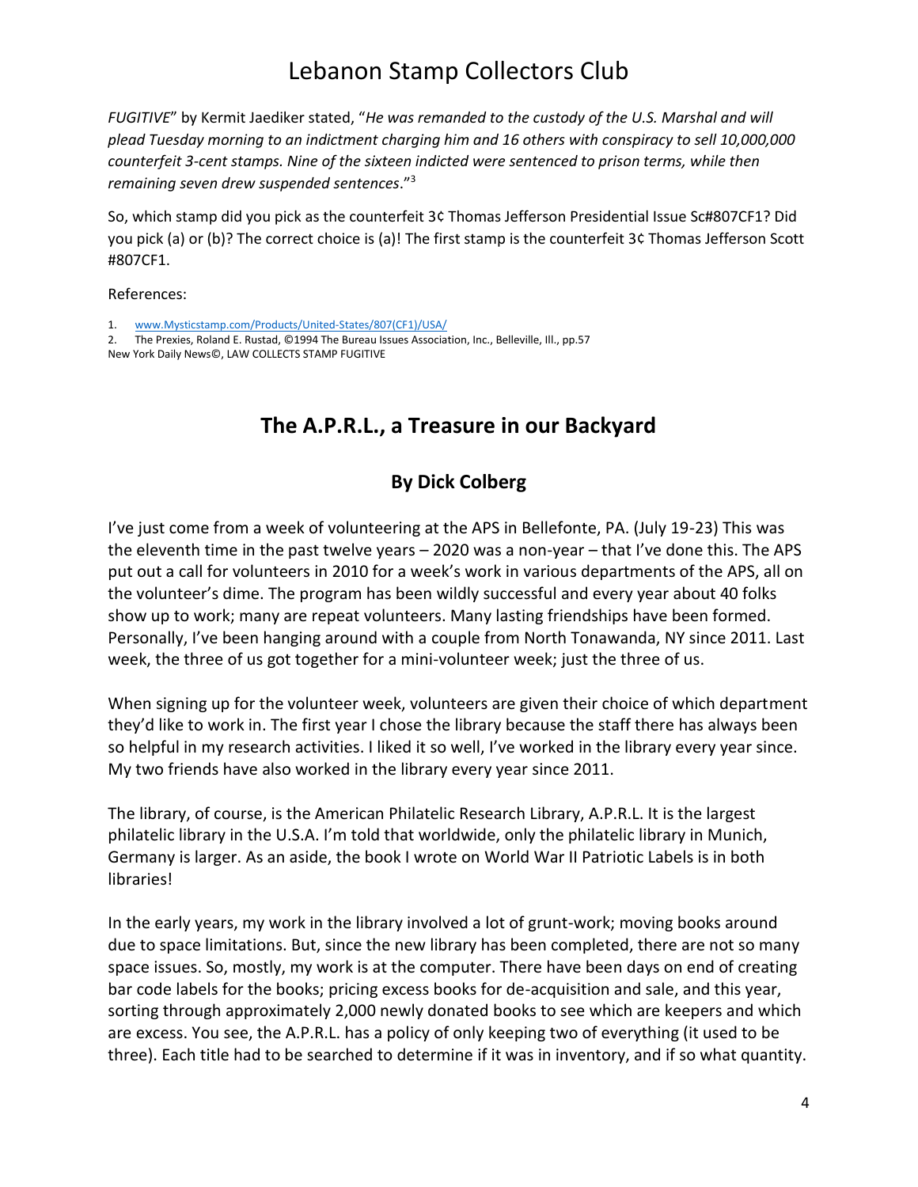*FUGITIVE*" by Kermit Jaediker stated, "*He was remanded to the custody of the U.S. Marshal and will plead Tuesday morning to an indictment charging him and 16 others with conspiracy to sell 10,000,000 counterfeit 3-cent stamps. Nine of the sixteen indicted were sentenced to prison terms, while then remaining seven drew suspended sentences*."[3]

So, which stamp did you pick as the counterfeit 3¢ Thomas Jefferson Presidential Issue Sc#807CF1? Did you pick (a) or (b)? The correct choice is (a)! The first stamp is the counterfeit 3¢ Thomas Jefferson Scott #807CF1.

References:

1. www.Mysticstamp.com/Products/United-States/807(CF1)/USA/
2. The Prexies, Roland E. Rustad, ©1994 The Bureau Issues Association, Inc., Belleville, Ill., pp.57

New York Daily News©, LAW COLLECTS STAMP FUGITIVE

## The A.P.R.L., a Treasure in our Backyard

### By Dick Colberg

I've just come from a week of volunteering at the APS in Bellefonte, PA. (July 19-23) This was the eleventh time in the past twelve years – 2020 was a non-year – that I've done this. The APS put out a call for volunteers in 2010 for a week's work in various departments of the APS, all on the volunteer's dime. The program has been wildly successful and every year about 40 folks show up to work; many are repeat volunteers. Many lasting friendships have been formed. Personally, I've been hanging around with a couple from North Tonawanda, NY since 2011. Last week, the three of us got together for a mini-volunteer week; just the three of us.

When signing up for the volunteer week, volunteers are given their choice of which department they'd like to work in. The first year I chose the library because the staff there has always been so helpful in my research activities. I liked it so well, I've worked in the library every year since. My two friends have also worked in the library every year since 2011.

The library, of course, is the American Philatelic Research Library, A.P.R.L. It is the largest philatelic library in the U.S.A. I'm told that worldwide, only the philatelic library in Munich, Germany is larger. As an aside, the book I wrote on World War II Patriotic Labels is in both libraries!

In the early years, my work in the library involved a lot of grunt-work; moving books around due to space limitations. But, since the new library has been completed, there are not so many space issues. So, mostly, my work is at the computer. There have been days on end of creating bar code labels for the books; pricing excess books for de-acquisition and sale, and this year, sorting through approximately 2,000 newly donated books to see which are keepers and which are excess. You see, the A.P.R.L. has a policy of only keeping two of everything (it used to be three). Each title had to be searched to determine if it was in inventory, and if so what quantity.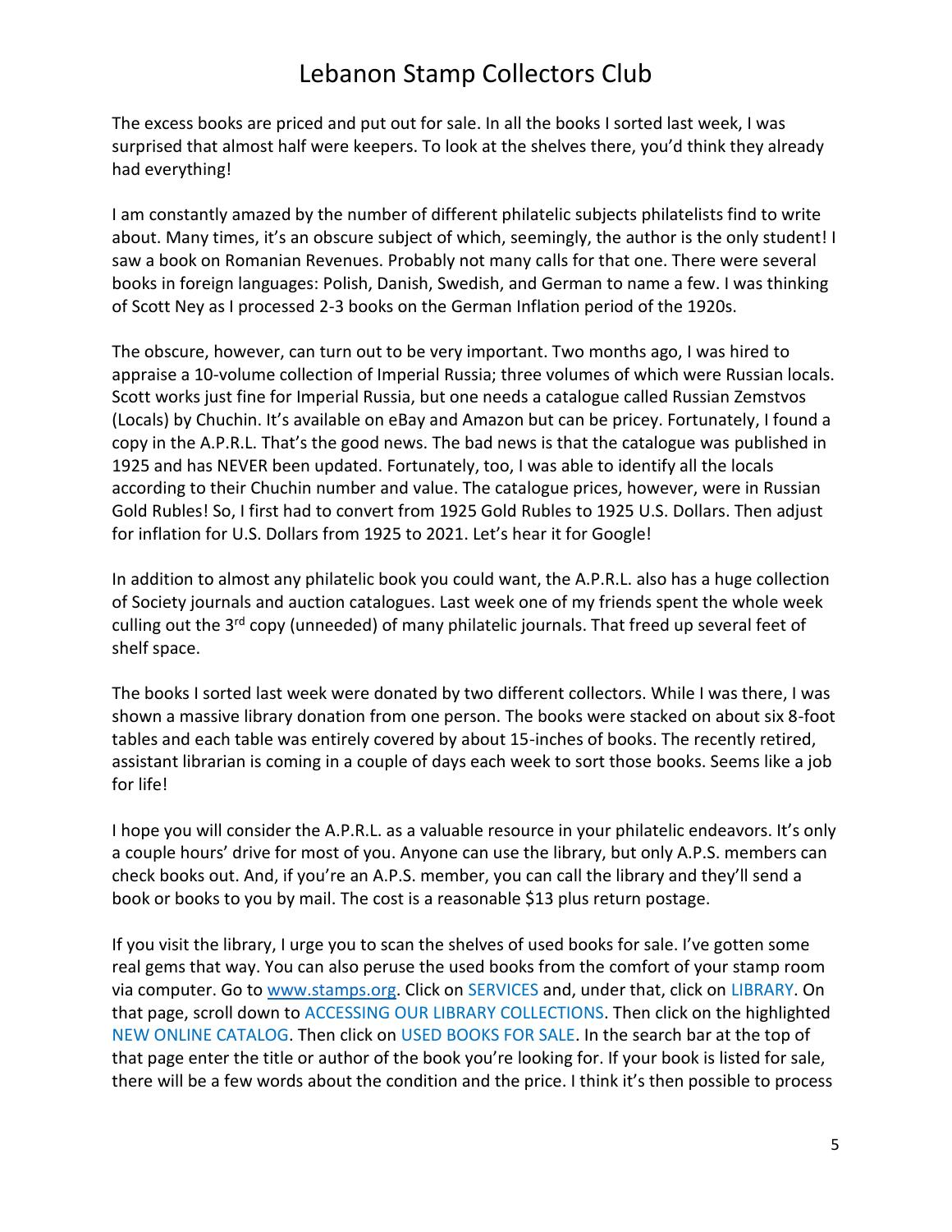The excess books are priced and put out for sale. In all the books I sorted last week, I was surprised that almost half were keepers. To look at the shelves there, you'd think they already had everything!

I am constantly amazed by the number of different philatelic subjects philatelists find to write about. Many times, it's an obscure subject of which, seemingly, the author is the only student! I saw a book on Romanian Revenues. Probably not many calls for that one. There were several books in foreign languages: Polish, Danish, Swedish, and German to name a few. I was thinking of Scott Ney as I processed 2-3 books on the German Inflation period of the 1920s.

The obscure, however, can turn out to be very important. Two months ago, I was hired to appraise a 10-volume collection of Imperial Russia; three volumes of which were Russian locals. Scott works just fine for Imperial Russia, but one needs a catalogue called Russian Zemstvos (Locals) by Chuchin. It's available on eBay and Amazon but can be pricey. Fortunately, I found a copy in the A.P.R.L. That's the good news. The bad news is that the catalogue was published in 1925 and has NEVER been updated. Fortunately, too, I was able to identify all the locals according to their Chuchin number and value. The catalogue prices, however, were in Russian Gold Rubles! So, I first had to convert from 1925 Gold Rubles to 1925 U.S. Dollars. Then adjust for inflation for U.S. Dollars from 1925 to 2021. Let's hear it for Google!

In addition to almost any philatelic book you could want, the A.P.R.L. also has a huge collection of Society journals and auction catalogues. Last week one of my friends spent the whole week culling out the 3rd copy (unneeded) of many philatelic journals. That freed up several feet of shelf space.

The books I sorted last week were donated by two different collectors. While I was there, I was shown a massive library donation from one person. The books were stacked on about six 8-foot tables and each table was entirely covered by about 15-inches of books. The recently retired, assistant librarian is coming in a couple of days each week to sort those books. Seems like a job for life!

I hope you will consider the A.P.R.L. as a valuable resource in your philatelic endeavors. It's only a couple hours' drive for most of you. Anyone can use the library, but only A.P.S. members can check books out. And, if you're an A.P.S. member, you can call the library and they'll send a book or books to you by mail. The cost is a reasonable $13 plus return postage.

If you visit the library, I urge you to scan the shelves of used books for sale. I've gotten some real gems that way. You can also peruse the used books from the comfort of your stamp room via computer. Go to [www.stamps.org](www.stamps.org). Click on SERVICES and, under that, click on LIBRARY. On that page, scroll down to ACCESSING OUR LIBRARY COLLECTIONS. Then click on the highlighted NEW ONLINE CATALOG. Then click on USED BOOKS FOR SALE. In the search bar at the top of that page enter the title or author of the book you're looking for. If your book is listed for sale, there will be a few words about the condition and the price. I think it's then possible to process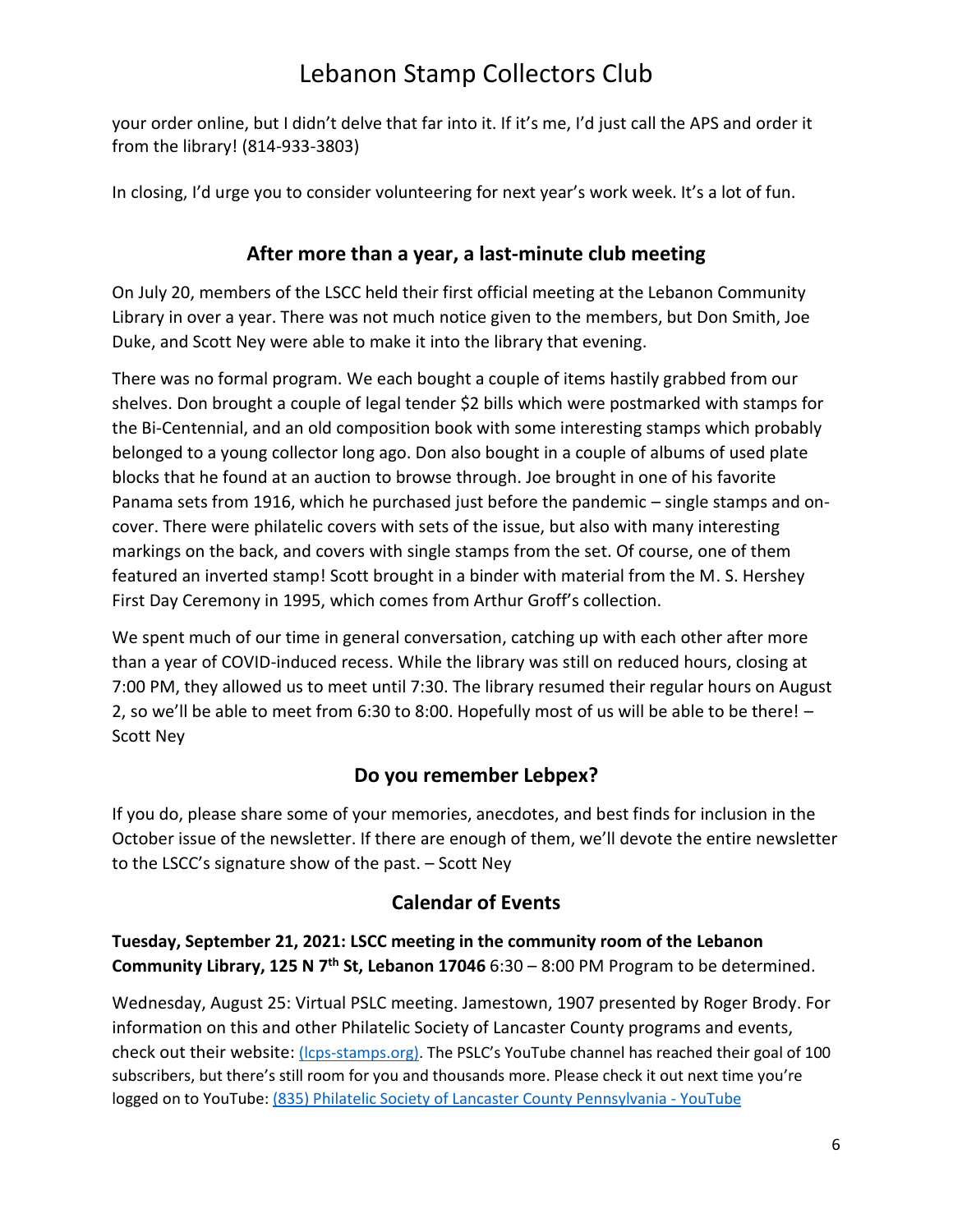your order online, but I didn't delve that far into it. If it's me, I'd just call the APS and order it from the library! (814-933-3803)

In closing, I'd urge you to consider volunteering for next year's work week. It's a lot of fun.

## After more than a year, a last-minute club meeting

On July 20, members of the LSCC held their first official meeting at the Lebanon Community Library in over a year. There was not much notice given to the members, but Don Smith, Joe Duke, and Scott Ney were able to make it into the library that evening.

There was no formal program. We each bought a couple of items hastily grabbed from our shelves. Don brought a couple of legal tender $2 bills which were postmarked with stamps for the Bi-Centennial, and an old composition book with some interesting stamps which probably belonged to a young collector long ago. Don also bought in a couple of albums of used plate blocks that he found at an auction to browse through. Joe brought in one of his favorite Panama sets from 1916, which he purchased just before the pandemic – single stamps and on-cover. There were philatelic covers with sets of the issue, but also with many interesting markings on the back, and covers with single stamps from the set. Of course, one of them featured an inverted stamp! Scott brought in a binder with material from the M. S. Hershey First Day Ceremony in 1995, which comes from Arthur Groff's collection.

We spent much of our time in general conversation, catching up with each other after more than a year of COVID-induced recess. While the library was still on reduced hours, closing at 7:00 PM, they allowed us to meet until 7:30. The library resumed their regular hours on August 2, so we'll be able to meet from 6:30 to 8:00. Hopefully most of us will be able to be there! – Scott Ney

## Do you remember Lebpex?

If you do, please share some of your memories, anecdotes, and best finds for inclusion in the October issue of the newsletter. If there are enough of them, we'll devote the entire newsletter to the LSCC's signature show of the past. – Scott Ney

## Calendar of Events

**Tuesday, September 21, 2021: LSCC meeting in the community room of the Lebanon Community Library, 125 N 7th St, Lebanon 17046** 6:30 – 8:00 PM Program to be determined.

Wednesday, August 25: Virtual PSLC meeting. Jamestown, 1907 presented by Roger Brody. For information on this and other Philatelic Society of Lancaster County programs and events, check out their website: (lcps-stamps.org). The PSLC's YouTube channel has reached their goal of 100 subscribers, but there's still room for you and thousands more. Please check it out next time you're logged on to YouTube: (835) Philatelic Society of Lancaster County Pennsylvania - YouTube